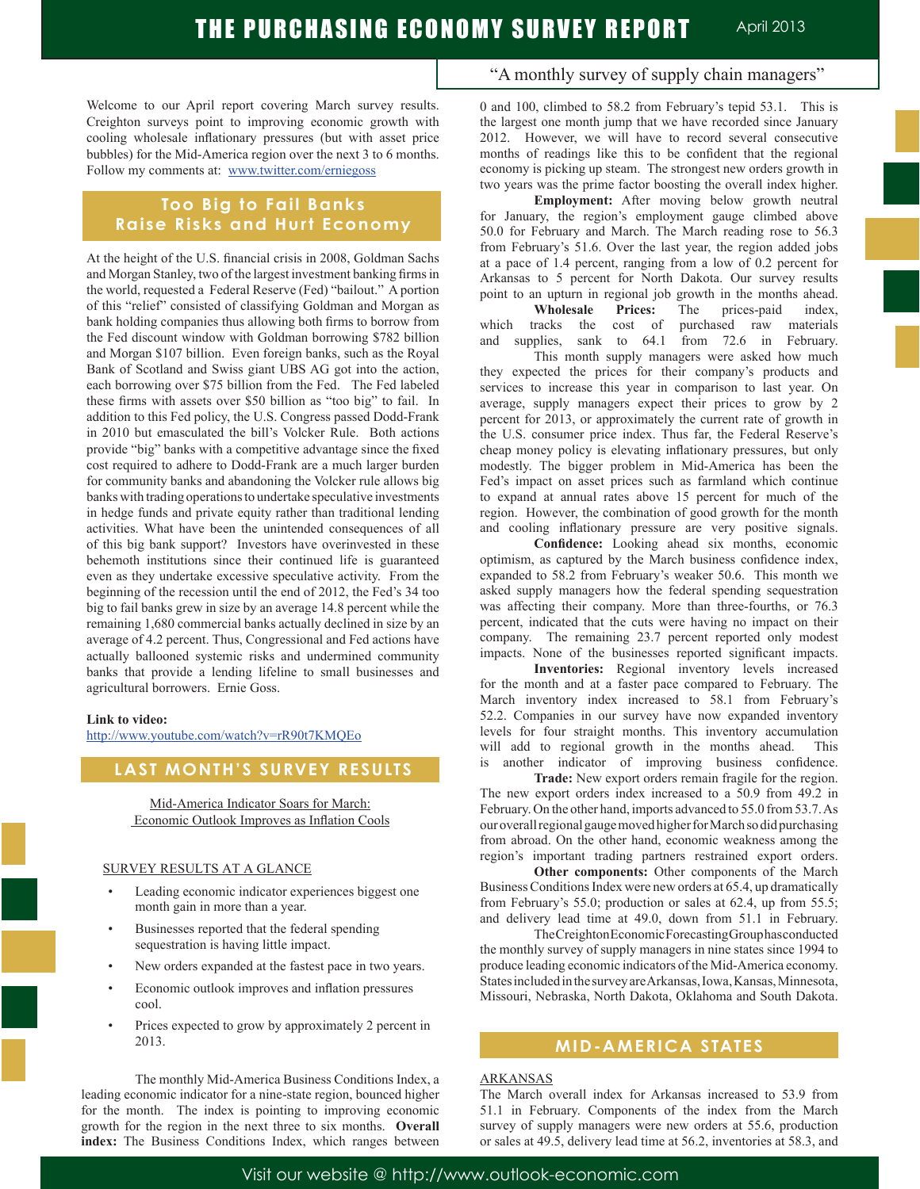# THE PURCHASING ECONOMY SURVEY REPORT

April 2013

"A monthly survey of supply chain managers"

Welcome to our April report covering March survey results. Creighton surveys point to improving economic growth with cooling wholesale inflationary pressures (but with asset price bubbles) for the Mid-America region over the next 3 to 6 months. Follow my comments at: [www.twitter.com/erniegoss](www.twitter.com/erniegoss)

## Too Big to Fail Banks Raise Risks and Hurt Economy

At the height of the U.S. financial crisis in 2008, Goldman Sachs and Morgan Stanley, two of the largest investment banking firms in the world, requested a Federal Reserve (Fed) "bailout." A portion of this "relief" consisted of classifying Goldman and Morgan as bank holding companies thus allowing both firms to borrow from the Fed discount window with Goldman borrowing $782 billion and Morgan $107 billion. Even foreign banks, such as the Royal Bank of Scotland and Swiss giant UBS AG got into the action, each borrowing over $75 billion from the Fed. The Fed labeled these firms with assets over $50 billion as "too big" to fail. In addition to this Fed policy, the U.S. Congress passed Dodd-Frank in 2010 but emasculated the bill's Volcker Rule. Both actions provide "big" banks with a competitive advantage since the fixed cost required to adhere to Dodd-Frank are a much larger burden for community banks and abandoning the Volcker rule allows big banks with trading operations to undertake speculative investments in hedge funds and private equity rather than traditional lending activities. What have been the unintended consequences of all of this big bank support? Investors have overinvested in these behemoth institutions since their continued life is guaranteed even as they undertake excessive speculative activity. From the beginning of the recession until the end of 2012, the Fed's 34 too big to fail banks grew in size by an average 14.8 percent while the remaining 1,680 commercial banks actually declined in size by an average of 4.2 percent. Thus, Congressional and Fed actions have actually ballooned systemic risks and undermined community banks that provide a lending lifeline to small businesses and agricultural borrowers. Ernie Goss.

**Link to video:**
[http://www.youtube.com/watch?v=rR90t7KMQEo](http://www.youtube.com/watch?v=rR90t7KMQEo)

## LAST MONTH'S SURVEY RESULTS

Mid-America Indicator Soars for March:
Economic Outlook Improves as Inflation Cools

SURVEY RESULTS AT A GLANCE

- Leading economic indicator experiences biggest one month gain in more than a year.
- Businesses reported that the federal spending sequestration is having little impact.
- New orders expanded at the fastest pace in two years.
- Economic outlook improves and inflation pressures cool.
- Prices expected to grow by approximately 2 percent in 2013.

The monthly Mid-America Business Conditions Index, a leading economic indicator for a nine-state region, bounced higher for the month. The index is pointing to improving economic growth for the region in the next three to six months. **Overall index:** The Business Conditions Index, which ranges between 0 and 100, climbed to 58.2 from February's tepid 53.1. This is the largest one month jump that we have recorded since January 2012. However, we will have to record several consecutive months of readings like this to be confident that the regional economy is picking up steam. The strongest new orders growth in two years was the prime factor boosting the overall index higher.

**Employment:** After moving below growth neutral for January, the region's employment gauge climbed above 50.0 for February and March. The March reading rose to 56.3 from February's 51.6. Over the last year, the region added jobs at a pace of 1.4 percent, ranging from a low of 0.2 percent for Arkansas to 5 percent for North Dakota. Our survey results point to an upturn in regional job growth in the months ahead.

**Wholesale Prices:** The prices-paid index, which tracks the cost of purchased raw materials and supplies, sank to 64.1 from 72.6 in February. This month supply managers were asked how much they expected the prices for their company's products and services to increase this year in comparison to last year. On average, supply managers expect their prices to grow by 2 percent for 2013, or approximately the current rate of growth in the U.S. consumer price index. Thus far, the Federal Reserve's cheap money policy is elevating inflationary pressures, but only modestly. The bigger problem in Mid-America has been the Fed's impact on asset prices such as farmland which continue to expand at annual rates above 15 percent for much of the region. However, the combination of good growth for the month and cooling inflationary pressure are very positive signals.

**Confidence:** Looking ahead six months, economic optimism, as captured by the March business confidence index, expanded to 58.2 from February's weaker 50.6. This month we asked supply managers how the federal spending sequestration was affecting their company. More than three-fourths, or 76.3 percent, indicated that the cuts were having no impact on their company. The remaining 23.7 percent reported only modest impacts. None of the businesses reported significant impacts.

**Inventories:** Regional inventory levels increased for the month and at a faster pace compared to February. The March inventory index increased to 58.1 from February's 52.2. Companies in our survey have now expanded inventory levels for four straight months. This inventory accumulation will add to regional growth in the months ahead. This is another indicator of improving business confidence.

**Trade:** New export orders remain fragile for the region. The new export orders index increased to a 50.9 from 49.2 in February. On the other hand, imports advanced to 55.0 from 53.7. As our overall regional gauge moved higher for March so did purchasing from abroad. On the other hand, economic weakness among the region's important trading partners restrained export orders.

**Other components:** Other components of the March Business Conditions Index were new orders at 65.4, up dramatically from February's 55.0; production or sales at 62.4, up from 55.5; and delivery lead time at 49.0, down from 51.1 in February.

The Creighton Economic Forecasting Group has conducted the monthly survey of supply managers in nine states since 1994 to produce leading economic indicators of the Mid-America economy. States included in the survey are Arkansas, Iowa, Kansas, Minnesota, Missouri, Nebraska, North Dakota, Oklahoma and South Dakota.

## MID-AMERICA STATES

ARKANSAS

The March overall index for Arkansas increased to 53.9 from 51.1 in February. Components of the index from the March survey of supply managers were new orders at 55.6, production or sales at 49.5, delivery lead time at 56.2, inventories at 58.3, and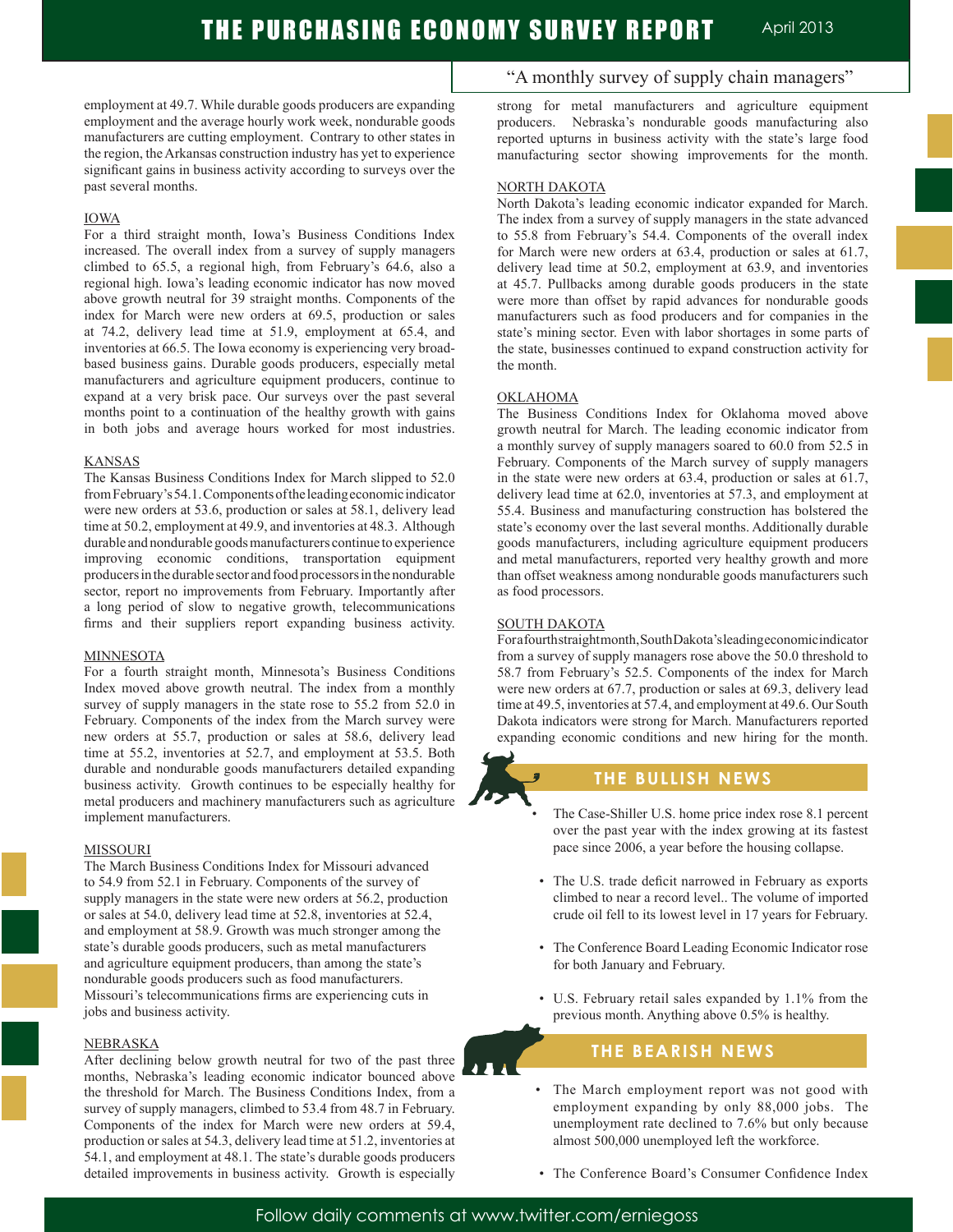employment at 49.7. While durable goods producers are expanding employment and the average hourly work week, nondurable goods manufacturers are cutting employment. Contrary to other states in the region, the Arkansas construction industry has yet to experience significant gains in business activity according to surveys over the past several months.

## IOWA

For a third straight month, Iowa's Business Conditions Index increased. The overall index from a survey of supply managers climbed to 65.5, a regional high, from February's 64.6, also a regional high. Iowa's leading economic indicator has now moved above growth neutral for 39 straight months. Components of the index for March were new orders at 69.5, production or sales at 74.2, delivery lead time at 51.9, employment at 65.4, and inventories at 66.5. The Iowa economy is experiencing very broad-based business gains. Durable goods producers, especially metal manufacturers and agriculture equipment producers, continue to expand at a very brisk pace. Our surveys over the past several months point to a continuation of the healthy growth with gains in both jobs and average hours worked for most industries.

## KANSAS

The Kansas Business Conditions Index for March slipped to 52.0 from February's 54.1. Components of the leading economic indicator were new orders at 53.6, production or sales at 58.1, delivery lead time at 50.2, employment at 49.9, and inventories at 48.3. Although durable and nondurable goods manufacturers continue to experience improving economic conditions, transportation equipment producers in the durable sector and food processors in the nondurable sector, report no improvements from February. Importantly after a long period of slow to negative growth, telecommunications firms and their suppliers report expanding business activity.

## MINNESOTA

For a fourth straight month, Minnesota's Business Conditions Index moved above growth neutral. The index from a monthly survey of supply managers in the state rose to 55.2 from 52.0 in February. Components of the index from the March survey were new orders at 55.7, production or sales at 58.6, delivery lead time at 55.2, inventories at 52.7, and employment at 53.5. Both durable and nondurable goods manufacturers detailed expanding business activity. Growth continues to be especially healthy for metal producers and machinery manufacturers such as agriculture implement manufacturers.

## MISSOURI

The March Business Conditions Index for Missouri advanced to 54.9 from 52.1 in February. Components of the survey of supply managers in the state were new orders at 56.2, production or sales at 54.0, delivery lead time at 52.8, inventories at 52.4, and employment at 58.9. Growth was much stronger among the state's durable goods producers, such as metal manufacturers and agriculture equipment producers, than among the state's nondurable goods producers such as food manufacturers. Missouri's telecommunications firms are experiencing cuts in jobs and business activity.

## NEBRASKA

After declining below growth neutral for two of the past three months, Nebraska's leading economic indicator bounced above the threshold for March. The Business Conditions Index, from a survey of supply managers, climbed to 53.4 from 48.7 in February. Components of the index for March were new orders at 59.4, production or sales at 54.3, delivery lead time at 51.2, inventories at 54.1, and employment at 48.1. The state's durable goods producers detailed improvements in business activity. Growth is especially strong for metal manufacturers and agriculture equipment producers. Nebraska's nondurable goods manufacturing also reported upturns in business activity with the state's large food manufacturing sector showing improvements for the month.

## NORTH DAKOTA

North Dakota's leading economic indicator expanded for March. The index from a survey of supply managers in the state advanced to 55.8 from February's 54.4. Components of the overall index for March were new orders at 63.4, production or sales at 61.7, delivery lead time at 50.2, employment at 63.9, and inventories at 45.7. Pullbacks among durable goods producers in the state were more than offset by rapid advances for nondurable goods manufacturers such as food producers and for companies in the state's mining sector. Even with labor shortages in some parts of the state, businesses continued to expand construction activity for the month.

## OKLAHOMA

The Business Conditions Index for Oklahoma moved above growth neutral for March. The leading economic indicator from a monthly survey of supply managers soared to 60.0 from 52.5 in February. Components of the March survey of supply managers in the state were new orders at 63.4, production or sales at 61.7, delivery lead time at 62.0, inventories at 57.3, and employment at 55.4. Business and manufacturing construction has bolstered the state's economy over the last several months. Additionally durable goods manufacturers, including agriculture equipment producers and metal manufacturers, reported very healthy growth and more than offset weakness among nondurable goods manufacturers such as food processors.

## SOUTH DAKOTA

For a fourth straight month, South Dakota's leading economic indicator from a survey of supply managers rose above the 50.0 threshold to 58.7 from February's 52.5. Components of the index for March were new orders at 67.7, production or sales at 69.3, delivery lead time at 49.5, inventories at 57.4, and employment at 49.6. Our South Dakota indicators were strong for March. Manufacturers reported expanding economic conditions and new hiring for the month.

## THE BULLISH NEWS

- The Case-Shiller U.S. home price index rose 8.1 percent over the past year with the index growing at its fastest pace since 2006, a year before the housing collapse.
- The U.S. trade deficit narrowed in February as exports climbed to near a record level.. The volume of imported crude oil fell to its lowest level in 17 years for February.
- The Conference Board Leading Economic Indicator rose for both January and February.
- U.S. February retail sales expanded by 1.1% from the previous month. Anything above 0.5% is healthy.

## THE BEARISH NEWS

- The March employment report was not good with employment expanding by only 88,000 jobs. The unemployment rate declined to 7.6% but only because almost 500,000 unemployed left the workforce.
- The Conference Board's Consumer Confidence Index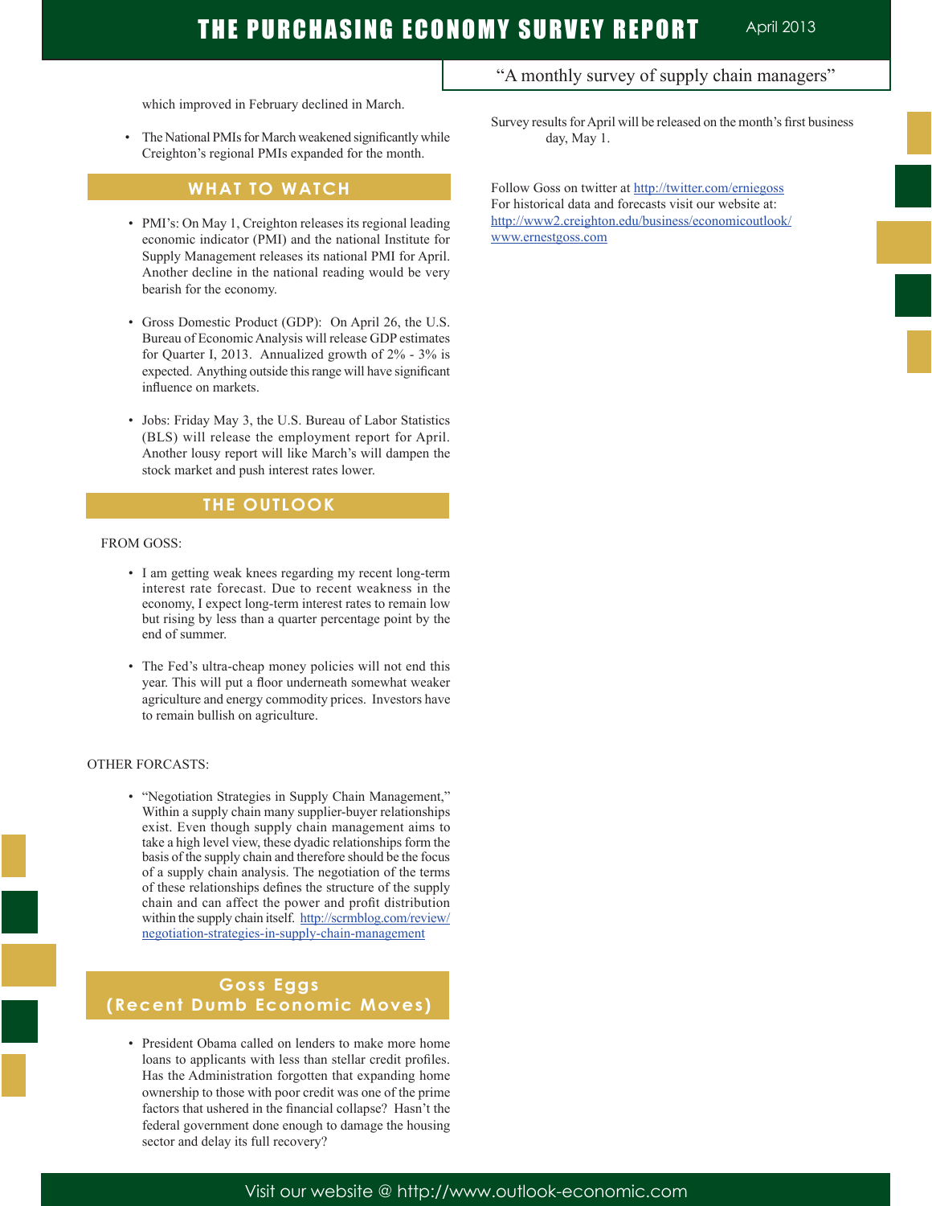which improved in February declined in March.

- The National PMIs for March weakened significantly while Creighton's regional PMIs expanded for the month.

## WHAT TO WATCH

- PMI's: On May 1, Creighton releases its regional leading economic indicator (PMI) and the national Institute for Supply Management releases its national PMI for April. Another decline in the national reading would be very bearish for the economy.

- Gross Domestic Product (GDP): On April 26, the U.S. Bureau of Economic Analysis will release GDP estimates for Quarter I, 2013. Annualized growth of 2% - 3% is expected. Anything outside this range will have significant influence on markets.

- Jobs: Friday May 3, the U.S. Bureau of Labor Statistics (BLS) will release the employment report for April. Another lousy report will like March's will dampen the stock market and push interest rates lower.

## THE OUTLOOK

FROM GOSS:

- I am getting weak knees regarding my recent long-term interest rate forecast. Due to recent weakness in the economy, I expect long-term interest rates to remain low but rising by less than a quarter percentage point by the end of summer.

- The Fed's ultra-cheap money policies will not end this year. This will put a floor underneath somewhat weaker agriculture and energy commodity prices. Investors have to remain bullish on agriculture.

OTHER FORCASTS:

- "Negotiation Strategies in Supply Chain Management," Within a supply chain many supplier-buyer relationships exist. Even though supply chain management aims to take a high level view, these dyadic relationships form the basis of the supply chain and therefore should be the focus of a supply chain analysis. The negotiation of the terms of these relationships defines the structure of the supply chain and can affect the power and profit distribution within the supply chain itself. http://scrmblog.com/review/negotiation-strategies-in-supply-chain-management

## Goss Eggs (Recent Dumb Economic Moves)

- President Obama called on lenders to make more home loans to applicants with less than stellar credit profiles. Has the Administration forgotten that expanding home ownership to those with poor credit was one of the prime factors that ushered in the financial collapse? Hasn't the federal government done enough to damage the housing sector and delay its full recovery?

Survey results for April will be released on the month's first business day, May 1.

Follow Goss on twitter at http://twitter.com/erniegoss
For historical data and forecasts visit our website at:
http://www2.creighton.edu/business/economicoutlook/
www.ernestgoss.com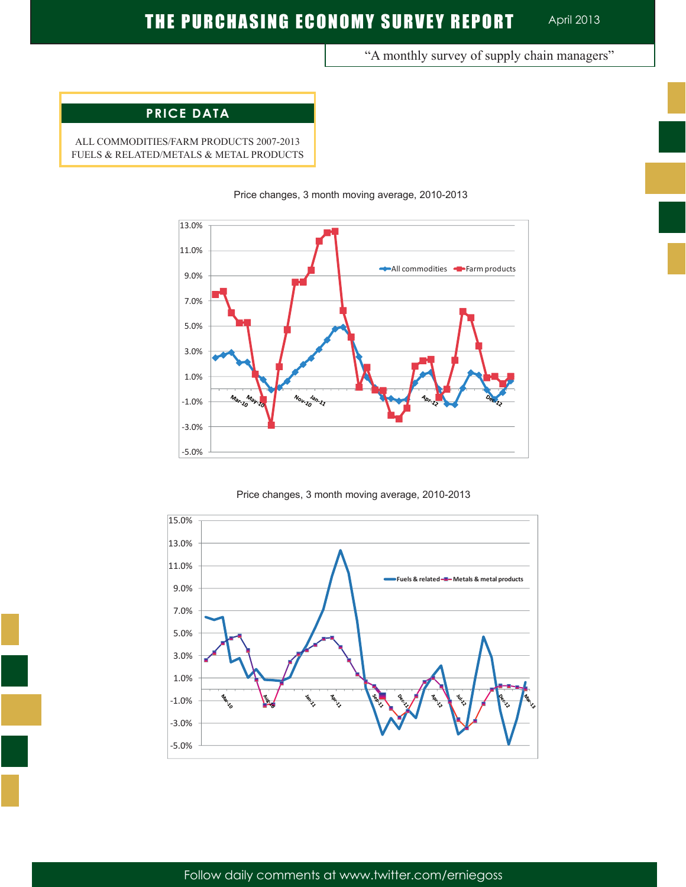# THE PURCHASING ECONOMY SURVEY REPORT

April 2013

"A monthly survey of supply chain managers"

## PRICE DATA

ALL COMMODITIES/FARM PRODUCTS 2007-2013
FUELS & RELATED/METALS & METAL PRODUCTS

Price changes, 3 month moving average, 2010-2013

13.0%
11.0%
9.0%
7.0%
5.0%
3.0%
1.0%
-1.0%
-3.0%
-5.0%

Mar-10
May-10
Nov-10
Jan-11
Apr-12
Dec-12

All commodities
Farm products

Price changes, 3 month moving average, 2010-2013

15.0%
13.0%
11.0%
9.0%
7.0%
5.0%
3.0%
1.0%
-1.0%
-3.0%
-5.0%

Mar-10
Aug-10
Jan-11
Apr-11
Sep-11
Dec-11
Apr-12
Jul-12
Dec-12
Mar-13

Fuels & related
Metals & metal products

Follow daily comments at www.twitter.com/erniegoss